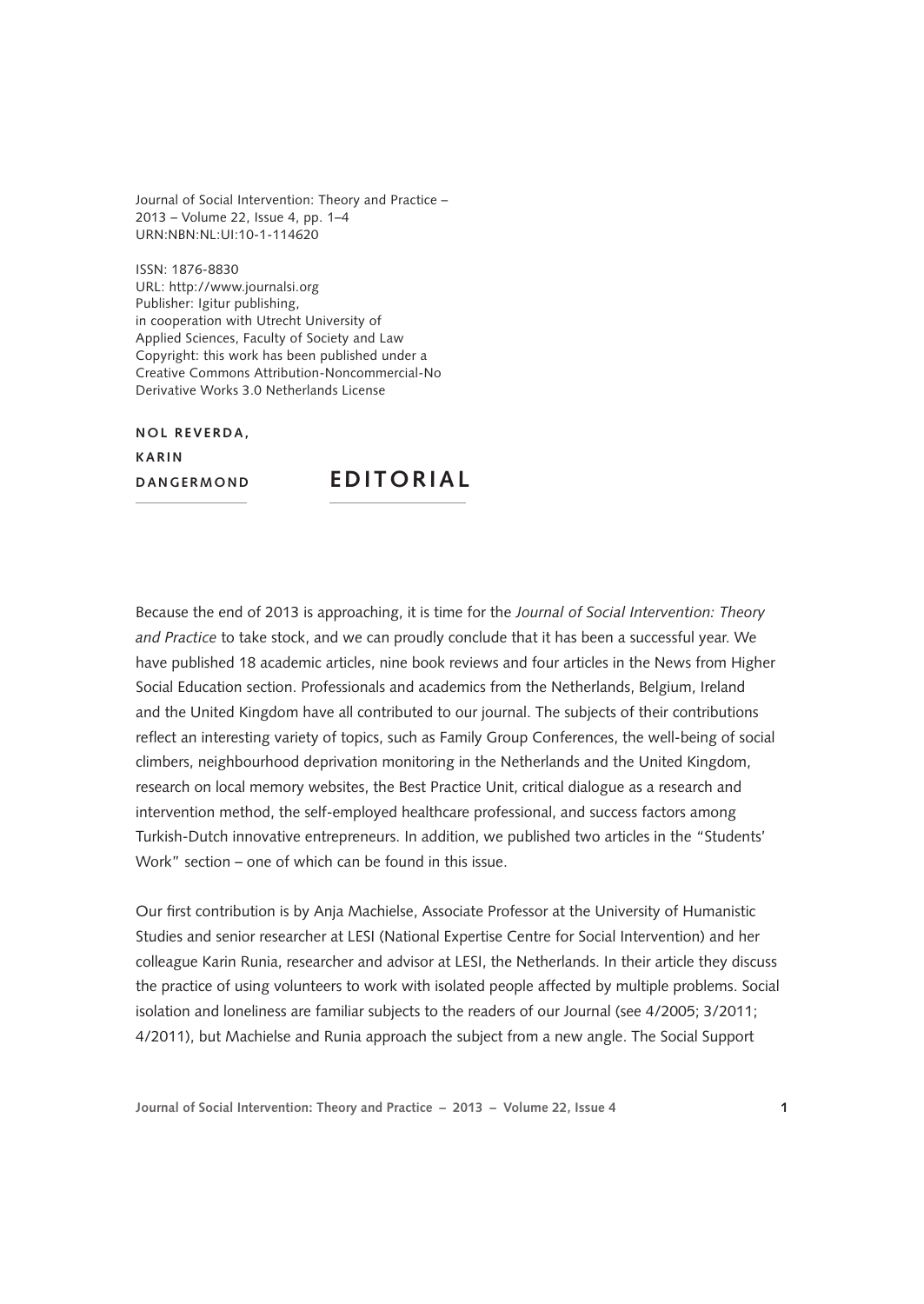Journal of Social Intervention: Theory and Practice –
2013 – Volume 22, Issue 4, pp. 1–4
URN:NBN:NL:UI:10-1-114620

ISSN: 1876-8830
URL: http://www.journalsi.org
Publisher: Igitur publishing,
in cooperation with Utrecht University of
Applied Sciences, Faculty of Society and Law
Copyright: this work has been published under a
Creative Commons Attribution-Noncommercial-No
Derivative Works 3.0 Netherlands License

**NOL REVERDA, KARIN DANGERMOND**

# EDITORIAL

Because the end of 2013 is approaching, it is time for the *Journal of Social Intervention: Theory and Practice* to take stock, and we can proudly conclude that it has been a successful year. We have published 18 academic articles, nine book reviews and four articles in the News from Higher Social Education section. Professionals and academics from the Netherlands, Belgium, Ireland and the United Kingdom have all contributed to our journal. The subjects of their contributions reflect an interesting variety of topics, such as Family Group Conferences, the well-being of social climbers, neighbourhood deprivation monitoring in the Netherlands and the United Kingdom, research on local memory websites, the Best Practice Unit, critical dialogue as a research and intervention method, the self-employed healthcare professional, and success factors among Turkish-Dutch innovative entrepreneurs. In addition, we published two articles in the "Students' Work" section – one of which can be found in this issue.

Our first contribution is by Anja Machielse, Associate Professor at the University of Humanistic Studies and senior researcher at LESI (National Expertise Centre for Social Intervention) and her colleague Karin Runia, researcher and advisor at LESI, the Netherlands. In their article they discuss the practice of using volunteers to work with isolated people affected by multiple problems. Social isolation and loneliness are familiar subjects to the readers of our Journal (see 4/2005; 3/2011; 4/2011), but Machielse and Runia approach the subject from a new angle. The Social Support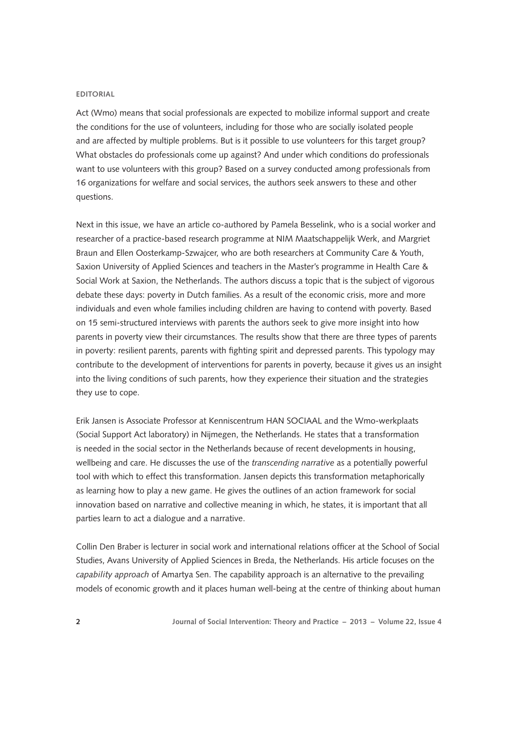Act (Wmo) means that social professionals are expected to mobilize informal support and create the conditions for the use of volunteers, including for those who are socially isolated people and are affected by multiple problems. But is it possible to use volunteers for this target group? What obstacles do professionals come up against? And under which conditions do professionals want to use volunteers with this group? Based on a survey conducted among professionals from 16 organizations for welfare and social services, the authors seek answers to these and other questions.

Next in this issue, we have an article co-authored by Pamela Besselink, who is a social worker and researcher of a practice-based research programme at NIM Maatschappelijk Werk, and Margriet Braun and Ellen Oosterkamp-Szwajcer, who are both researchers at Community Care & Youth, Saxion University of Applied Sciences and teachers in the Master's programme in Health Care & Social Work at Saxion, the Netherlands. The authors discuss a topic that is the subject of vigorous debate these days: poverty in Dutch families. As a result of the economic crisis, more and more individuals and even whole families including children are having to contend with poverty. Based on 15 semi-structured interviews with parents the authors seek to give more insight into how parents in poverty view their circumstances. The results show that there are three types of parents in poverty: resilient parents, parents with fighting spirit and depressed parents. This typology may contribute to the development of interventions for parents in poverty, because it gives us an insight into the living conditions of such parents, how they experience their situation and the strategies they use to cope.

Erik Jansen is Associate Professor at Kenniscentrum HAN SOCIAAL and the Wmo-werkplaats (Social Support Act laboratory) in Nijmegen, the Netherlands. He states that a transformation is needed in the social sector in the Netherlands because of recent developments in housing, wellbeing and care. He discusses the use of the *transcending narrative* as a potentially powerful tool with which to effect this transformation. Jansen depicts this transformation metaphorically as learning how to play a new game. He gives the outlines of an action framework for social innovation based on narrative and collective meaning in which, he states, it is important that all parties learn to act a dialogue and a narrative.

Collin Den Braber is lecturer in social work and international relations officer at the School of Social Studies, Avans University of Applied Sciences in Breda, the Netherlands. His article focuses on the *capability approach* of Amartya Sen. The capability approach is an alternative to the prevailing models of economic growth and it places human well-being at the centre of thinking about human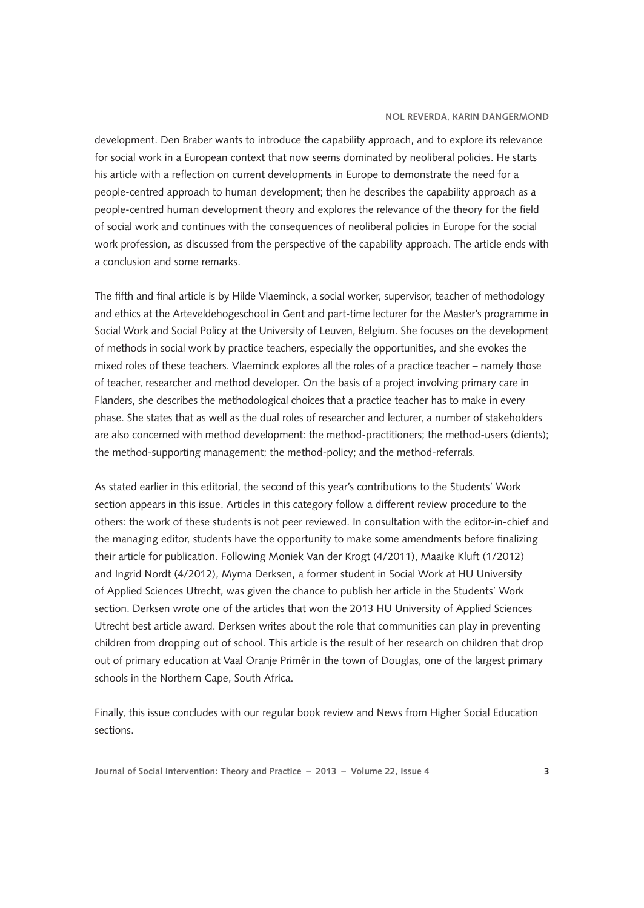development. Den Braber wants to introduce the capability approach, and to explore its relevance for social work in a European context that now seems dominated by neoliberal policies. He starts his article with a reflection on current developments in Europe to demonstrate the need for a people-centred approach to human development; then he describes the capability approach as a people-centred human development theory and explores the relevance of the theory for the field of social work and continues with the consequences of neoliberal policies in Europe for the social work profession, as discussed from the perspective of the capability approach. The article ends with a conclusion and some remarks.

The fifth and final article is by Hilde Vlaeminck, a social worker, supervisor, teacher of methodology and ethics at the Arteveldehogeschool in Gent and part-time lecturer for the Master's programme in Social Work and Social Policy at the University of Leuven, Belgium. She focuses on the development of methods in social work by practice teachers, especially the opportunities, and she evokes the mixed roles of these teachers. Vlaeminck explores all the roles of a practice teacher – namely those of teacher, researcher and method developer. On the basis of a project involving primary care in Flanders, she describes the methodological choices that a practice teacher has to make in every phase. She states that as well as the dual roles of researcher and lecturer, a number of stakeholders are also concerned with method development: the method-practitioners; the method-users (clients); the method-supporting management; the method-policy; and the method-referrals.

As stated earlier in this editorial, the second of this year's contributions to the Students' Work section appears in this issue. Articles in this category follow a different review procedure to the others: the work of these students is not peer reviewed. In consultation with the editor-in-chief and the managing editor, students have the opportunity to make some amendments before finalizing their article for publication. Following Moniek Van der Krogt (4/2011), Maaike Kluft (1/2012) and Ingrid Nordt (4/2012), Myrna Derksen, a former student in Social Work at HU University of Applied Sciences Utrecht, was given the chance to publish her article in the Students' Work section. Derksen wrote one of the articles that won the 2013 HU University of Applied Sciences Utrecht best article award. Derksen writes about the role that communities can play in preventing children from dropping out of school. This article is the result of her research on children that drop out of primary education at Vaal Oranje Primêr in the town of Douglas, one of the largest primary schools in the Northern Cape, South Africa.

Finally, this issue concludes with our regular book review and News from Higher Social Education sections.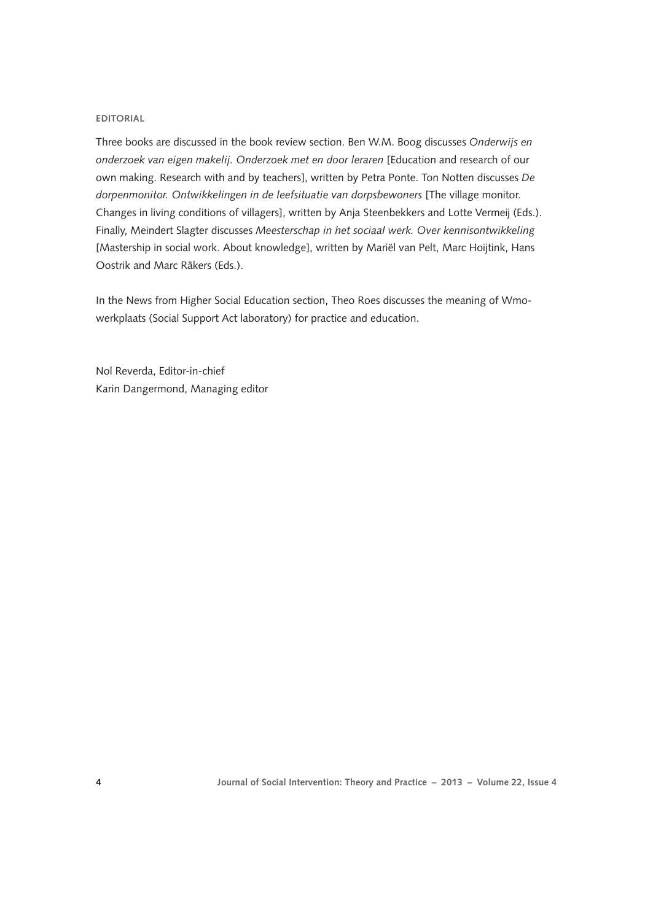Three books are discussed in the book review section. Ben W.M. Boog discusses *Onderwijs en onderzoek van eigen makelij. Onderzoek met en door leraren* [Education and research of our own making. Research with and by teachers], written by Petra Ponte. Ton Notten discusses *De dorpenmonitor. Ontwikkelingen in de leefsituatie van dorpsbewoners* [The village monitor. Changes in living conditions of villagers], written by Anja Steenbekkers and Lotte Vermeij (Eds.). Finally, Meindert Slagter discusses *Meesterschap in het sociaal werk. Over kennisontwikkeling* [Mastership in social work. About knowledge], written by Mariël van Pelt, Marc Hoijtink, Hans Oostrik and Marc Räkers (Eds.).

In the News from Higher Social Education section, Theo Roes discusses the meaning of Wmo-werkplaats (Social Support Act laboratory) for practice and education.

Nol Reverda, Editor-in-chief
Karin Dangermond, Managing editor